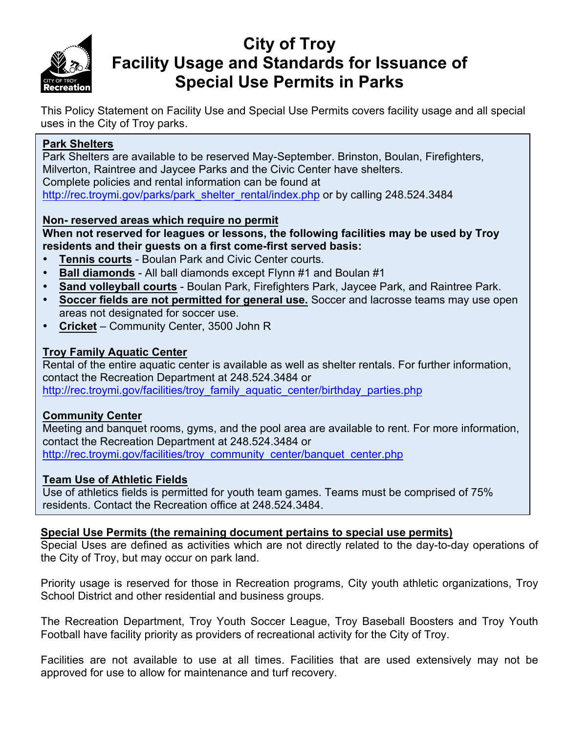# City of Troy
# Facility Usage and Standards for Issuance of Special Use Permits in Parks

This Policy Statement on Facility Use and Special Use Permits covers facility usage and all special uses in the City of Troy parks.

**Park Shelters**

Park Shelters are available to be reserved May-September. Brinston, Boulan, Firefighters, Milverton, Raintree and Jaycee Parks and the Civic Center have shelters.
Complete policies and rental information can be found at http://rec.troymi.gov/parks/park_shelter_rental/index.php or by calling 248.524.3484

**Non- reserved areas which require no permit**

**When not reserved for leagues or lessons, the following facilities may be used by Troy residents and their guests on a first come-first served basis:**

- **Tennis courts** - Boulan Park and Civic Center courts.
- **Ball diamonds** - All ball diamonds except Flynn #1 and Boulan #1
- **Sand volleyball courts** - Boulan Park, Firefighters Park, Jaycee Park, and Raintree Park.
- **Soccer fields are not permitted for general use.** Soccer and lacrosse teams may use open areas not designated for soccer use.
- **Cricket** – Community Center, 3500 John R

**Troy Family Aquatic Center**

Rental of the entire aquatic center is available as well as shelter rentals. For further information, contact the Recreation Department at 248.524.3484 or http://rec.troymi.gov/facilities/troy_family_aquatic_center/birthday_parties.php

**Community Center**

Meeting and banquet rooms, gyms, and the pool area are available to rent. For more information, contact the Recreation Department at 248.524.3484 or http://rec.troymi.gov/facilities/troy_community_center/banquet_center.php

**Team Use of Athletic Fields**

Use of athletics fields is permitted for youth team games. Teams must be comprised of 75% residents. Contact the Recreation office at 248.524.3484.

**Special Use Permits (the remaining document pertains to special use permits)**

Special Uses are defined as activities which are not directly related to the day-to-day operations of the City of Troy, but may occur on park land.

Priority usage is reserved for those in Recreation programs, City youth athletic organizations, Troy School District and other residential and business groups.

The Recreation Department, Troy Youth Soccer League, Troy Baseball Boosters and Troy Youth Football have facility priority as providers of recreational activity for the City of Troy.

Facilities are not available to use at all times. Facilities that are used extensively may not be approved for use to allow for maintenance and turf recovery.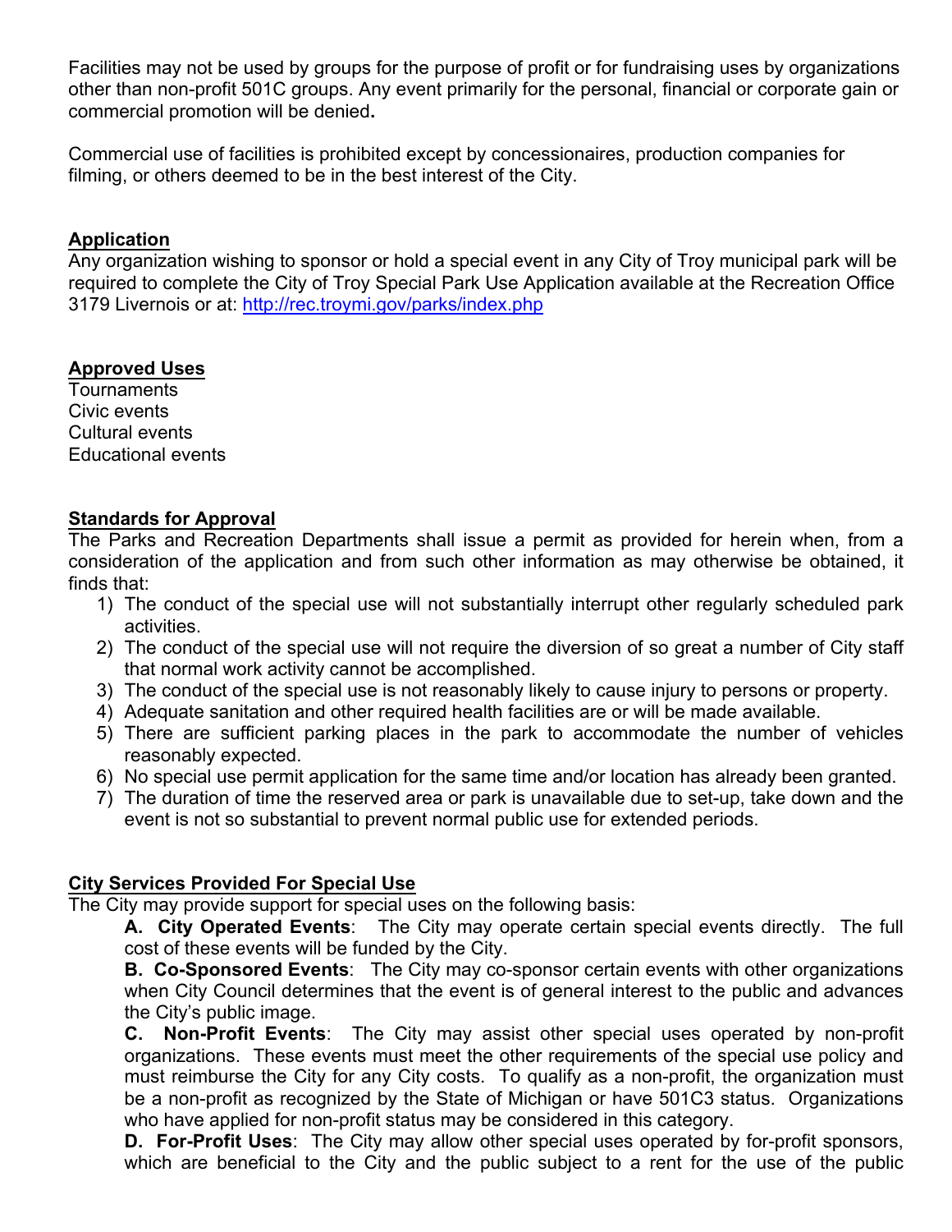Facilities may not be used by groups for the purpose of profit or for fundraising uses by organizations other than non-profit 501C groups. Any event primarily for the personal, financial or corporate gain or commercial promotion will be denied**.**

Commercial use of facilities is prohibited except by concessionaires, production companies for filming, or others deemed to be in the best interest of the City.

## Application

Any organization wishing to sponsor or hold a special event in any City of Troy municipal park will be required to complete the City of Troy Special Park Use Application available at the Recreation Office 3179 Livernois or at: http://rec.troymi.gov/parks/index.php

## Approved Uses

Tournaments
Civic events
Cultural events
Educational events

## Standards for Approval

The Parks and Recreation Departments shall issue a permit as provided for herein when, from a consideration of the application and from such other information as may otherwise be obtained, it finds that:

1) The conduct of the special use will not substantially interrupt other regularly scheduled park activities.
2) The conduct of the special use will not require the diversion of so great a number of City staff that normal work activity cannot be accomplished.
3) The conduct of the special use is not reasonably likely to cause injury to persons or property.
4) Adequate sanitation and other required health facilities are or will be made available.
5) There are sufficient parking places in the park to accommodate the number of vehicles reasonably expected.
6) No special use permit application for the same time and/or location has already been granted.
7) The duration of time the reserved area or park is unavailable due to set-up, take down and the event is not so substantial to prevent normal public use for extended periods.

## City Services Provided For Special Use

The City may provide support for special uses on the following basis:

**A. City Operated Events**: The City may operate certain special events directly. The full cost of these events will be funded by the City.

**B. Co-Sponsored Events**: The City may co-sponsor certain events with other organizations when City Council determines that the event is of general interest to the public and advances the City's public image.

**C. Non-Profit Events**: The City may assist other special uses operated by non-profit organizations. These events must meet the other requirements of the special use policy and must reimburse the City for any City costs. To qualify as a non-profit, the organization must be a non-profit as recognized by the State of Michigan or have 501C3 status. Organizations who have applied for non-profit status may be considered in this category.

**D. For-Profit Uses**: The City may allow other special uses operated by for-profit sponsors, which are beneficial to the City and the public subject to a rent for the use of the public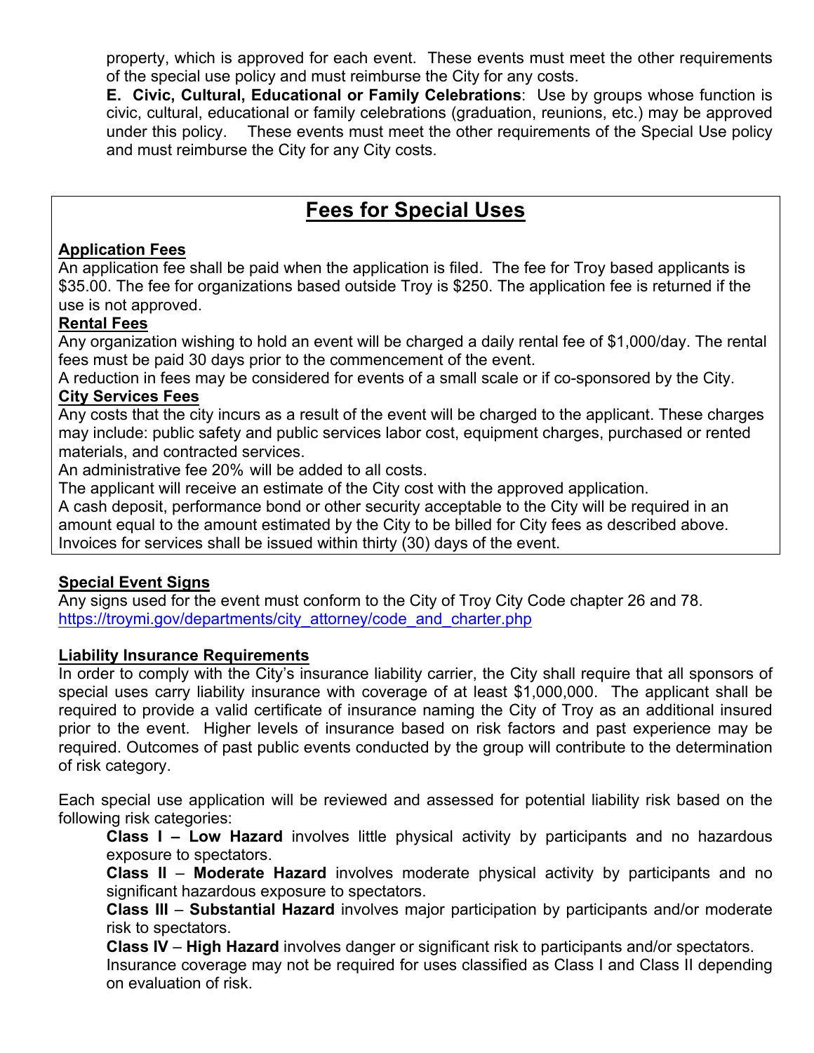property, which is approved for each event. These events must meet the other requirements of the special use policy and must reimburse the City for any costs.

**E. Civic, Cultural, Educational or Family Celebrations**: Use by groups whose function is civic, cultural, educational or family celebrations (graduation, reunions, etc.) may be approved under this policy. These events must meet the other requirements of the Special Use policy and must reimburse the City for any City costs.

## Fees for Special Uses

**Application Fees**

An application fee shall be paid when the application is filed. The fee for Troy based applicants is $35.00. The fee for organizations based outside Troy is $250. The application fee is returned if the use is not approved.

**Rental Fees**

Any organization wishing to hold an event will be charged a daily rental fee of $1,000/day. The rental fees must be paid 30 days prior to the commencement of the event.

A reduction in fees may be considered for events of a small scale or if co-sponsored by the City.

**City Services Fees**

Any costs that the city incurs as a result of the event will be charged to the applicant. These charges may include: public safety and public services labor cost, equipment charges, purchased or rented materials, and contracted services.

An administrative fee 20% will be added to all costs.

The applicant will receive an estimate of the City cost with the approved application.

A cash deposit, performance bond or other security acceptable to the City will be required in an amount equal to the amount estimated by the City to be billed for City fees as described above.

Invoices for services shall be issued within thirty (30) days of the event.

**Special Event Signs**

Any signs used for the event must conform to the City of Troy City Code chapter 26 and 78.
https://troymi.gov/departments/city_attorney/code_and_charter.php

**Liability Insurance Requirements**

In order to comply with the City's insurance liability carrier, the City shall require that all sponsors of special uses carry liability insurance with coverage of at least $1,000,000. The applicant shall be required to provide a valid certificate of insurance naming the City of Troy as an additional insured prior to the event. Higher levels of insurance based on risk factors and past experience may be required. Outcomes of past public events conducted by the group will contribute to the determination of risk category.

Each special use application will be reviewed and assessed for potential liability risk based on the following risk categories:

**Class I – Low Hazard** involves little physical activity by participants and no hazardous exposure to spectators.

**Class II** – **Moderate Hazard** involves moderate physical activity by participants and no significant hazardous exposure to spectators.

**Class III** – **Substantial Hazard** involves major participation by participants and/or moderate risk to spectators.

**Class IV** – **High Hazard** involves danger or significant risk to participants and/or spectators.

Insurance coverage may not be required for uses classified as Class I and Class II depending on evaluation of risk.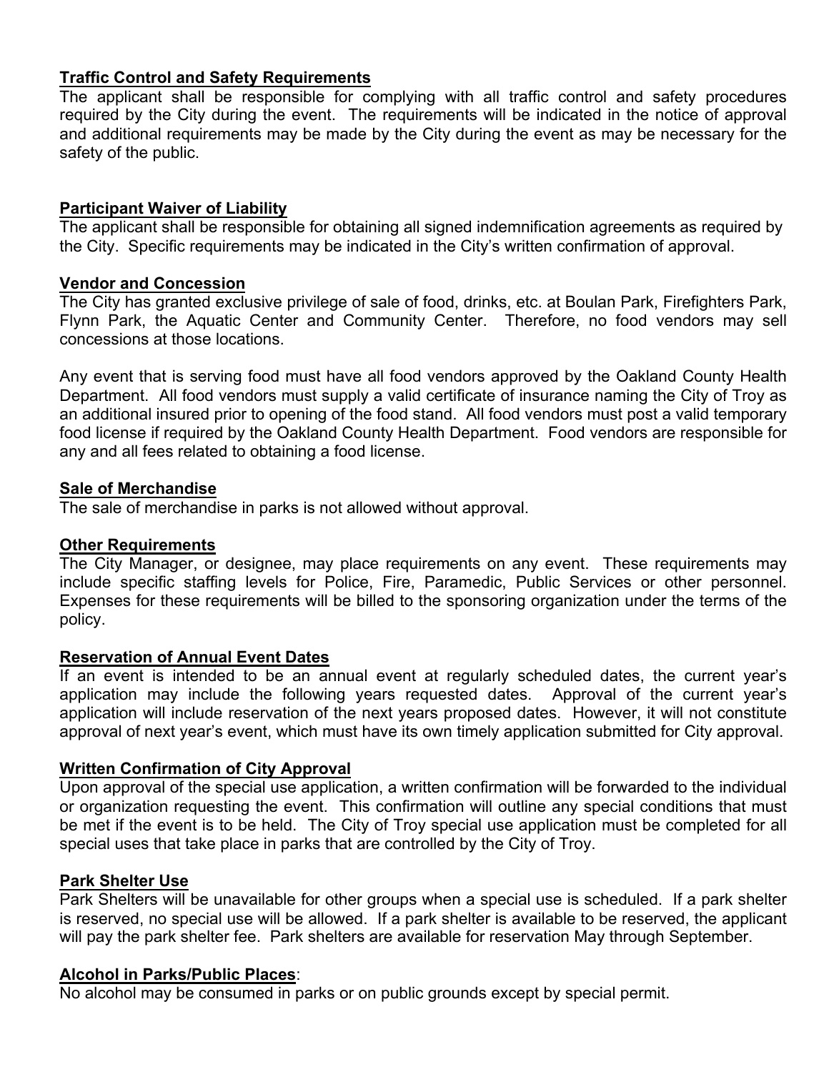**Traffic Control and Safety Requirements**
The applicant shall be responsible for complying with all traffic control and safety procedures required by the City during the event. The requirements will be indicated in the notice of approval and additional requirements may be made by the City during the event as may be necessary for the safety of the public.

**Participant Waiver of Liability**
The applicant shall be responsible for obtaining all signed indemnification agreements as required by the City. Specific requirements may be indicated in the City's written confirmation of approval.

**Vendor and Concession**
The City has granted exclusive privilege of sale of food, drinks, etc. at Boulan Park, Firefighters Park, Flynn Park, the Aquatic Center and Community Center. Therefore, no food vendors may sell concessions at those locations.

Any event that is serving food must have all food vendors approved by the Oakland County Health Department. All food vendors must supply a valid certificate of insurance naming the City of Troy as an additional insured prior to opening of the food stand. All food vendors must post a valid temporary food license if required by the Oakland County Health Department. Food vendors are responsible for any and all fees related to obtaining a food license.

**Sale of Merchandise**
The sale of merchandise in parks is not allowed without approval.

**Other Requirements**
The City Manager, or designee, may place requirements on any event. These requirements may include specific staffing levels for Police, Fire, Paramedic, Public Services or other personnel. Expenses for these requirements will be billed to the sponsoring organization under the terms of the policy.

**Reservation of Annual Event Dates**
If an event is intended to be an annual event at regularly scheduled dates, the current year's application may include the following years requested dates. Approval of the current year's application will include reservation of the next years proposed dates. However, it will not constitute approval of next year's event, which must have its own timely application submitted for City approval.

**Written Confirmation of City Approval**
Upon approval of the special use application, a written confirmation will be forwarded to the individual or organization requesting the event. This confirmation will outline any special conditions that must be met if the event is to be held. The City of Troy special use application must be completed for all special uses that take place in parks that are controlled by the City of Troy.

**Park Shelter Use**
Park Shelters will be unavailable for other groups when a special use is scheduled. If a park shelter is reserved, no special use will be allowed. If a park shelter is available to be reserved, the applicant will pay the park shelter fee. Park shelters are available for reservation May through September.

**Alcohol in Parks/Public Places**:
No alcohol may be consumed in parks or on public grounds except by special permit.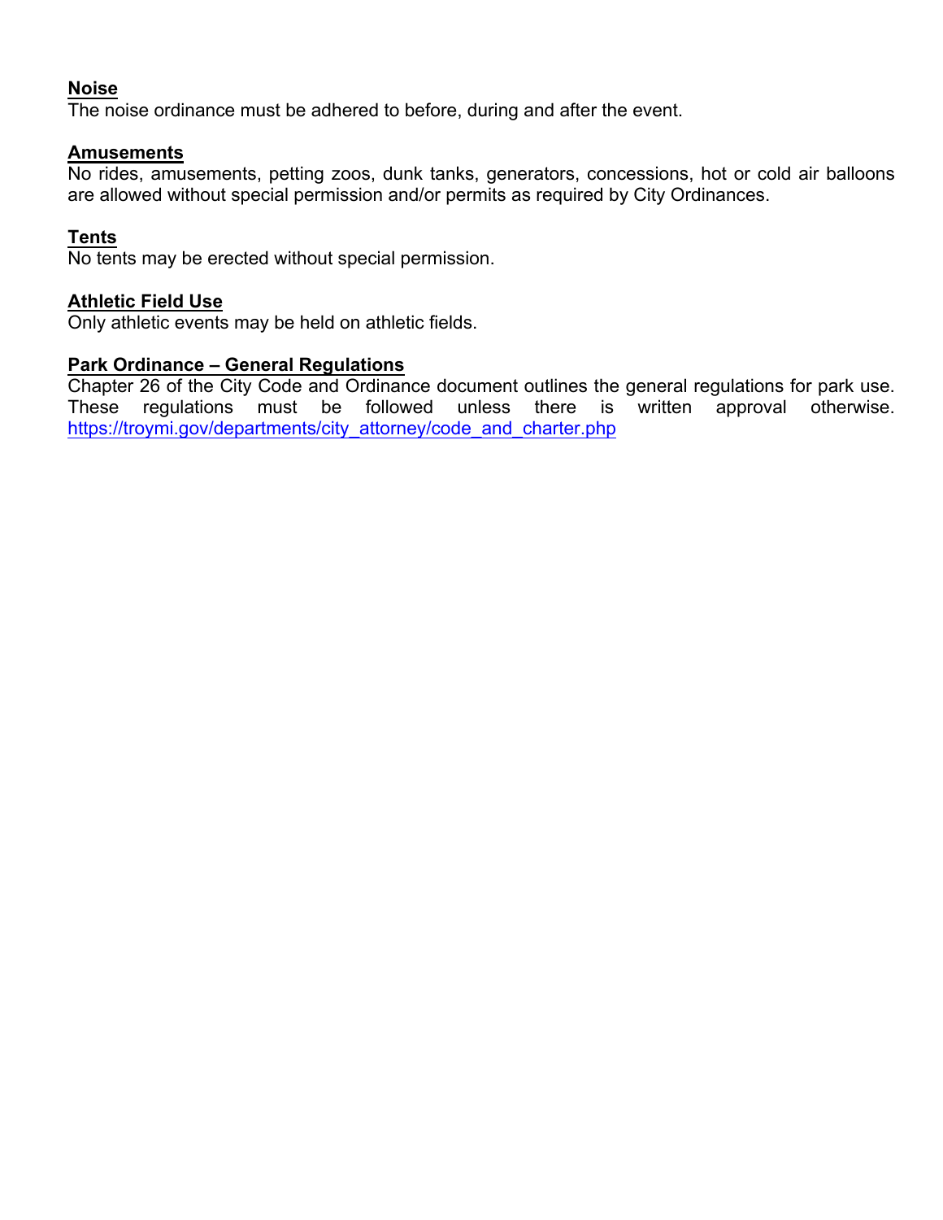**Noise**
The noise ordinance must be adhered to before, during and after the event.

**Amusements**
No rides, amusements, petting zoos, dunk tanks, generators, concessions, hot or cold air balloons are allowed without special permission and/or permits as required by City Ordinances.

**Tents**
No tents may be erected without special permission.

**Athletic Field Use**
Only athletic events may be held on athletic fields.

**Park Ordinance – General Regulations**
Chapter 26 of the City Code and Ordinance document outlines the general regulations for park use. These regulations must be followed unless there is written approval otherwise. https://troymi.gov/departments/city_attorney/code_and_charter.php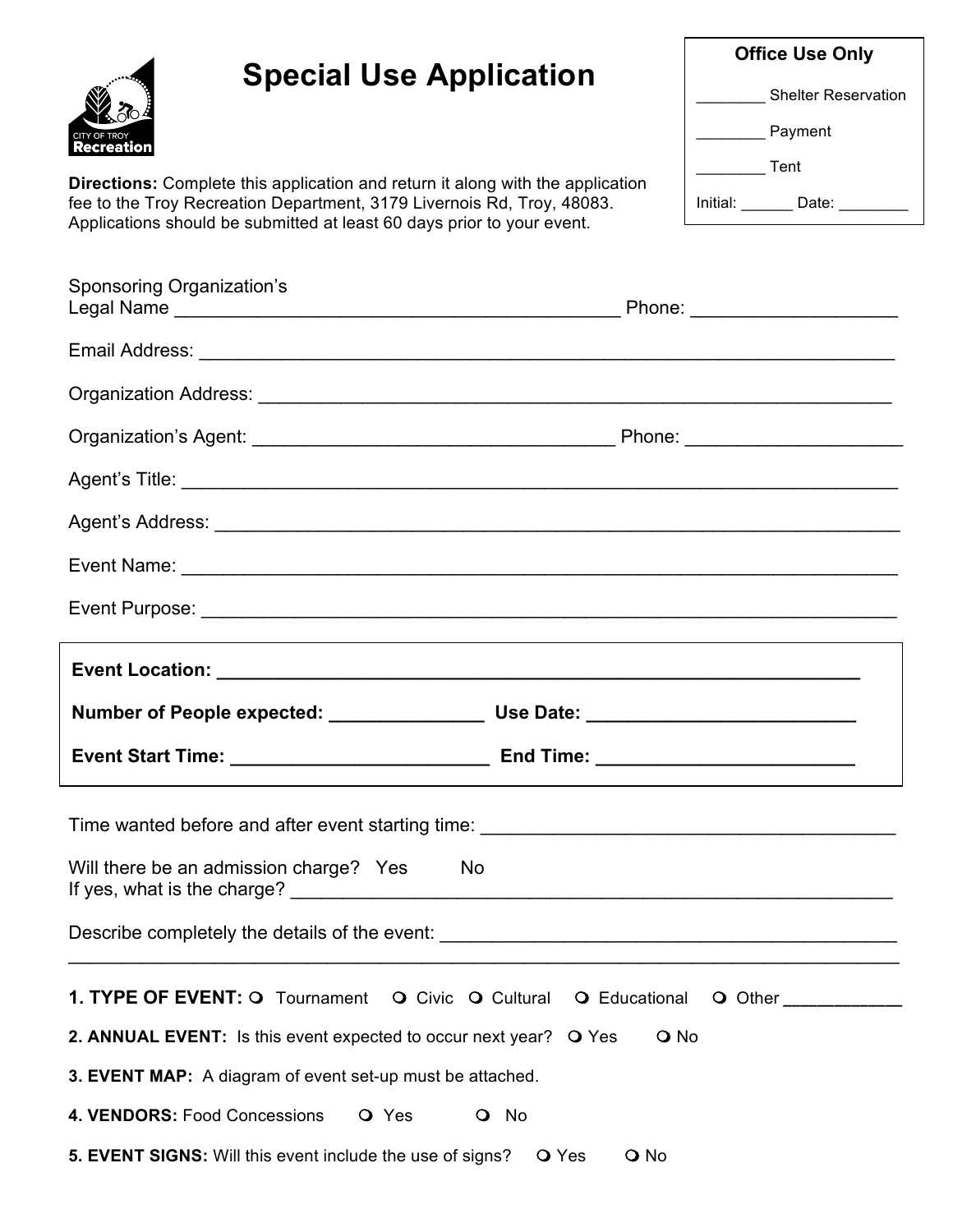# Special Use Application

CITY OF TROY Recreation

**Office Use Only**

________ Shelter Reservation

________ Payment

________ Tent

Initial: ______ Date: ________

**Directions:** Complete this application and return it along with the application fee to the Troy Recreation Department, 3179 Livernois Rd, Troy, 48083. Applications should be submitted at least 60 days prior to your event.

Sponsoring Organization's Legal Name ____________________________________________ Phone: ___________________

Email Address: ______________________________________________________________________

Organization Address: ______________________________________________________________

Organization's Agent: ____________________________________ Phone: ____________________

Agent's Title: _______________________________________________________________________

Agent's Address: ____________________________________________________________________

Event Name: _________________________________________________________________________

Event Purpose: ______________________________________________________________________

**Event Location: ____________________________________________________________**

**Number of People expected: _______________ Use Date: __________________________**

**Event Start Time: _________________________ End Time: _________________________**

Time wanted before and after event starting time: _________________________________________

Will there be an admission charge? Yes No
If yes, what is the charge? ___________________________________________________________

Describe completely the details of the event: _______________________________________________
______________________________________________________________________________________

**1. TYPE OF EVENT:** ❍ Tournament ❍ Civic ❍ Cultural ❍ Educational ❍ Other ____________

**2. ANNUAL EVENT:** Is this event expected to occur next year? ❍ Yes ❍ No

**3. EVENT MAP:** A diagram of event set-up must be attached.

**4. VENDORS:** Food Concessions ❍ Yes ❍ No

**5. EVENT SIGNS:** Will this event include the use of signs? ❍ Yes ❍ No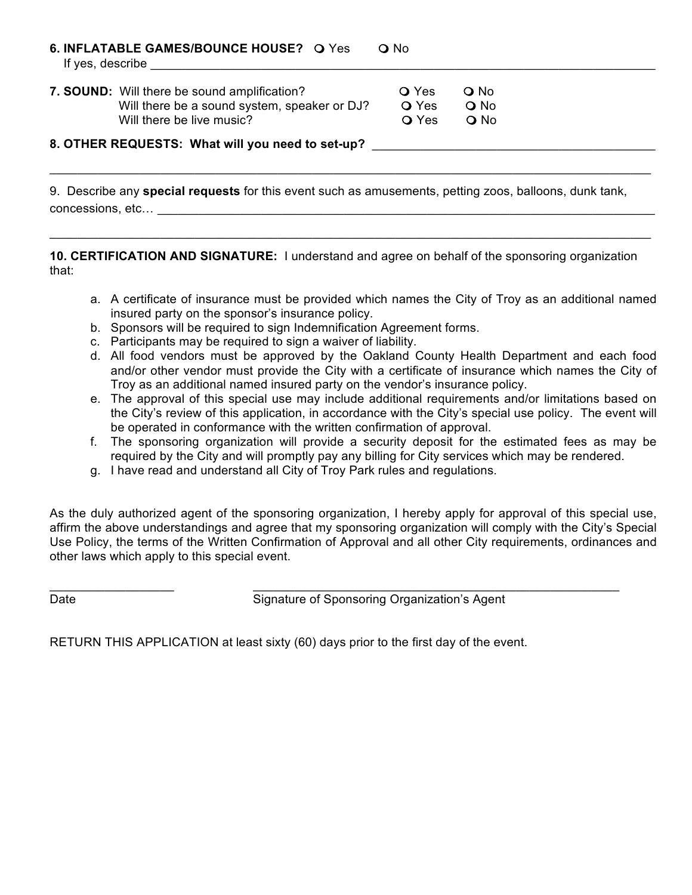**6. INFLATABLE GAMES/BOUNCE HOUSE?** ❍ Yes ❍ No
If yes, describe ______________________________________________________________________

**7. SOUND:** Will there be sound amplification? ❍ Yes ❍ No
Will there be a sound system, speaker or DJ? ❍ Yes ❍ No
Will there be live music? ❍ Yes ❍ No

**8. OTHER REQUESTS: What will you need to set-up?** ________________________________________

______________________________________________________________________________________

9. Describe any **special requests** for this event such as amusements, petting zoos, balloons, dunk tank, concessions, etc… __________________________________________________________________________

______________________________________________________________________________________

**10. CERTIFICATION AND SIGNATURE:** I understand and agree on behalf of the sponsoring organization that:

a. A certificate of insurance must be provided which names the City of Troy as an additional named insured party on the sponsor's insurance policy.
b. Sponsors will be required to sign Indemnification Agreement forms.
c. Participants may be required to sign a waiver of liability.
d. All food vendors must be approved by the Oakland County Health Department and each food and/or other vendor must provide the City with a certificate of insurance which names the City of Troy as an additional named insured party on the vendor's insurance policy.
e. The approval of this special use may include additional requirements and/or limitations based on the City's review of this application, in accordance with the City's special use policy. The event will be operated in conformance with the written confirmation of approval.
f. The sponsoring organization will provide a security deposit for the estimated fees as may be required by the City and will promptly pay any billing for City services which may be rendered.
g. I have read and understand all City of Troy Park rules and regulations.

As the duly authorized agent of the sponsoring organization, I hereby apply for approval of this special use, affirm the above understandings and agree that my sponsoring organization will comply with the City's Special Use Policy, the terms of the Written Confirmation of Approval and all other City requirements, ordinances and other laws which apply to this special event.

__________________ ______________________________________________________
Date Signature of Sponsoring Organization's Agent

RETURN THIS APPLICATION at least sixty (60) days prior to the first day of the event.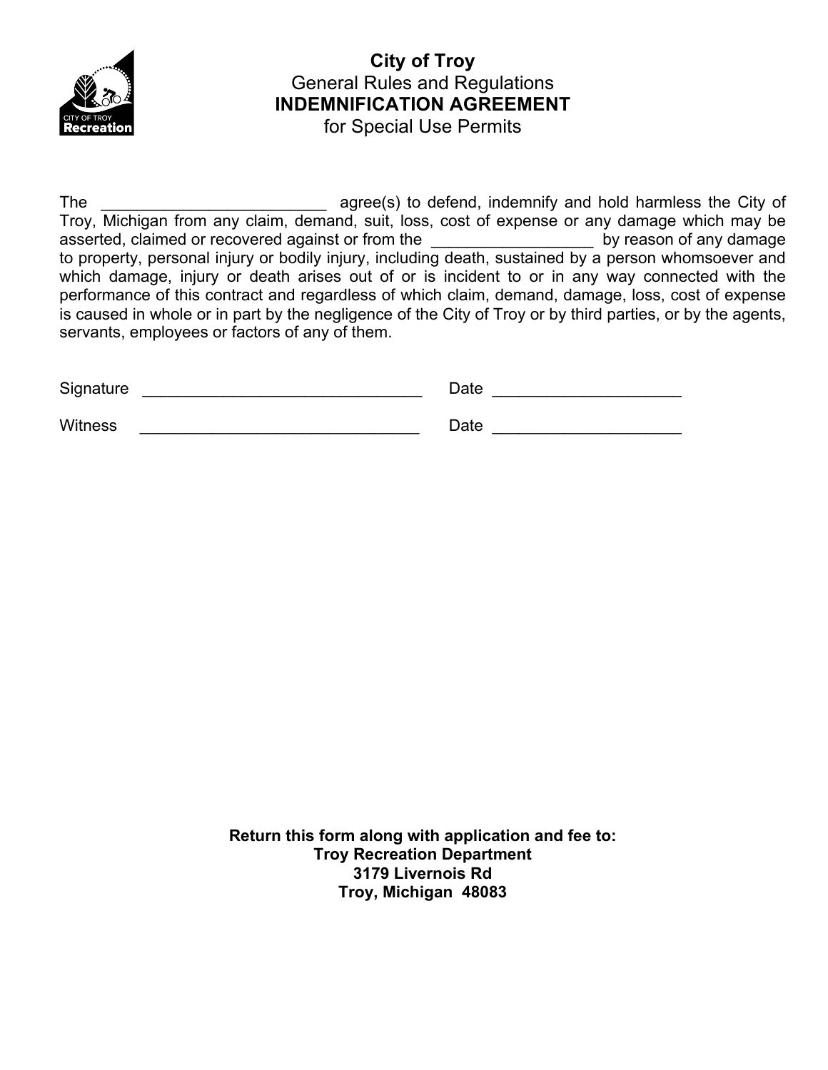**City of Troy**
General Rules and Regulations
**INDEMNIFICATION AGREEMENT**
for Special Use Permits

The _________________________ agree(s) to defend, indemnify and hold harmless the City of Troy, Michigan from any claim, demand, suit, loss, cost of expense or any damage which may be asserted, claimed or recovered against or from the __________________ by reason of any damage to property, personal injury or bodily injury, including death, sustained by a person whomsoever and which damage, injury or death arises out of or is incident to or in any way connected with the performance of this contract and regardless of which claim, demand, damage, loss, cost of expense is caused in whole or in part by the negligence of the City of Troy or by third parties, or by the agents, servants, employees or factors of any of them.

Signature _______________________________ Date ____________________

Witness _______________________________ Date ____________________

**Return this form along with application and fee to:**
**Troy Recreation Department**
**3179 Livernois Rd**
**Troy, Michigan 48083**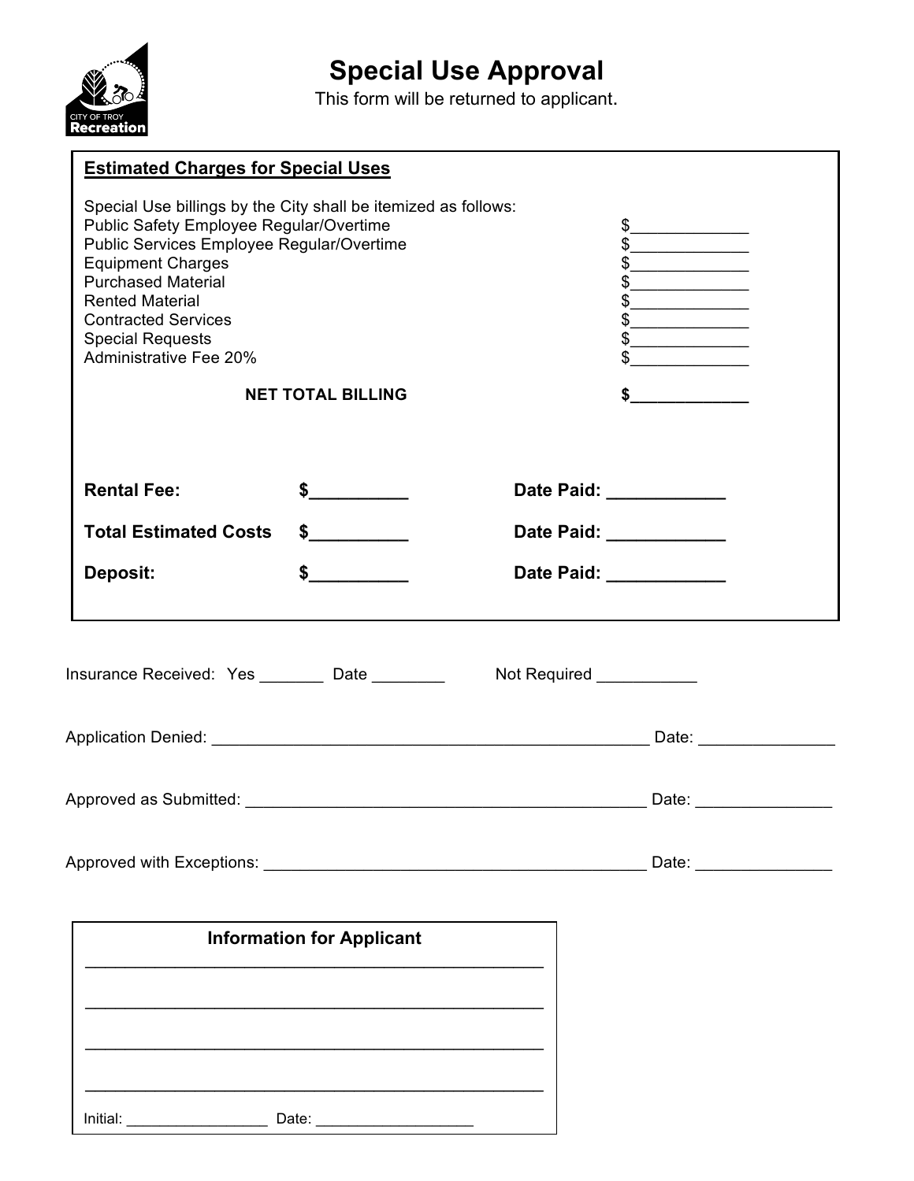# Special Use Approval

This form will be returned to applicant.

**Estimated Charges for Special Uses**

Special Use billings by the City shall be itemized as follows:

| | |
|---|---|
| Public Safety Employee Regular/Overtime | $_____________ |
| Public Services Employee Regular/Overtime | $_____________ |
| Equipment Charges | $_____________ |
| Purchased Material | $_____________ |
| Rented Material | $_____________ |
| Contracted Services | $_____________ |
| Special Requests | $_____________ |
| Administrative Fee 20% | $_____________ |
| **NET TOTAL BILLING** | **$_____________** |

**Rental Fee:** $__________ **Date Paid:** ____________

**Total Estimated Costs** $__________ **Date Paid:** ____________

**Deposit:** $__________ **Date Paid:** ____________

Insurance Received: Yes _______ Date ________ Not Required ___________

Application Denied: __________________________________________________ Date: _______________

Approved as Submitted: ______________________________________________ Date: _______________

Approved with Exceptions: ___________________________________________ Date: _______________

**Information for Applicant**

_______________________________________________

_______________________________________________

_______________________________________________

_______________________________________________

Initial: ________________ Date: __________________